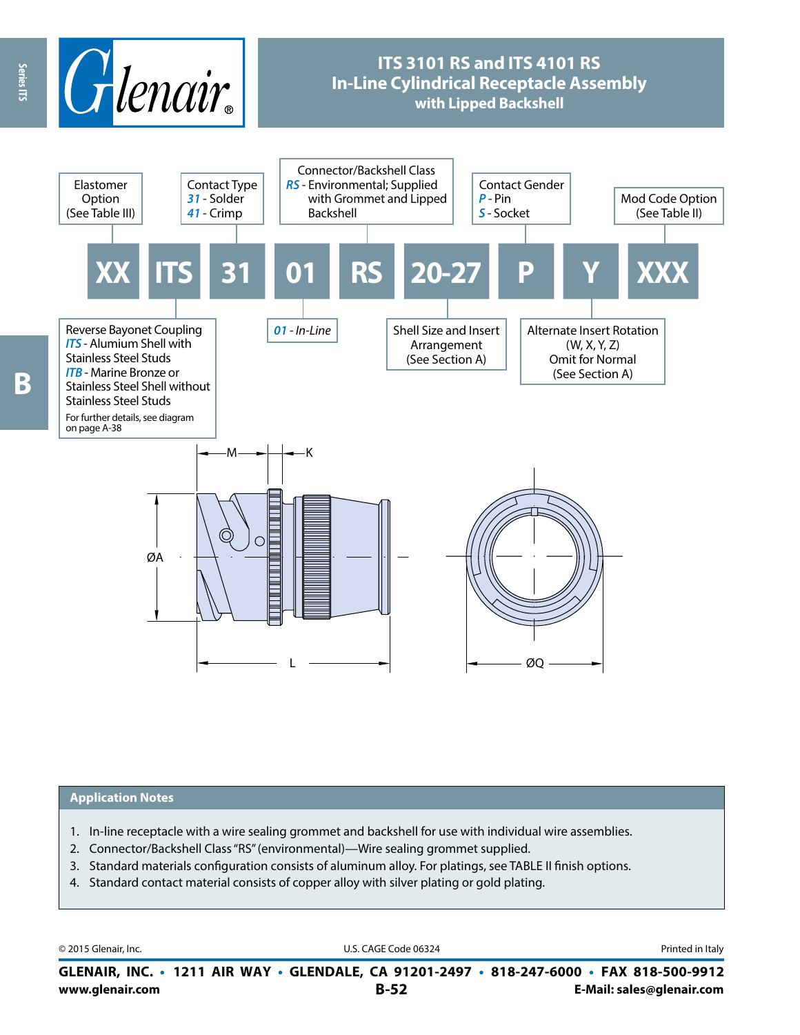# ITS 3101 RS and ITS 4101 RS
## In-Line Cylindrical Receptacle Assembly
### with Lipped Backshell

**XX ITS 31 01 RS 20-27 P Y XXX**

- **XX** — Elastomer Option (See Table III)
- **ITS** — Reverse Bayonet Coupling
  - *ITS* - Alumium Shell with Stainless Steel Studs
  - *ITB* - Marine Bronze or Stainless Steel Shell without Stainless Steel Studs
  - For further details, see diagram on page A-38
- **31** — Contact Type
  - *31* - Solder
  - *41* - Crimp
- **01** — *01 - In-Line*
- **RS** — Connector/Backshell Class
  - *RS* - Environmental; Supplied with Grommet and Lipped Backshell
- **20-27** — Shell Size and Insert Arrangement (See Section A)
- **P** — Contact Gender
  - *P* - Pin
  - *S* - Socket
- **Y** — Alternate Insert Rotation (W, X, Y, Z) Omit for Normal (See Section A)
- **XXX** — Mod Code Option (See Table II)

M K ØA L ØQ

## Application Notes

1. In-line receptacle with a wire sealing grommet and backshell for use with individual wire assemblies.
2. Connector/Backshell Class "RS" (environmental)—Wire sealing grommet supplied.
3. Standard materials configuration consists of aluminum alloy. For platings, see TABLE II finish options.
4. Standard contact material consists of copper alloy with silver plating or gold plating.

© 2015 Glenair, Inc. U.S. CAGE Code 06324 Printed in Italy

**GLENAIR, INC. • 1211 AIR WAY • GLENDALE, CA 91201-2497 • 818-247-6000 • FAX 818-500-9912**
**www.glenair.com** **B-52** **E-Mail: sales@glenair.com**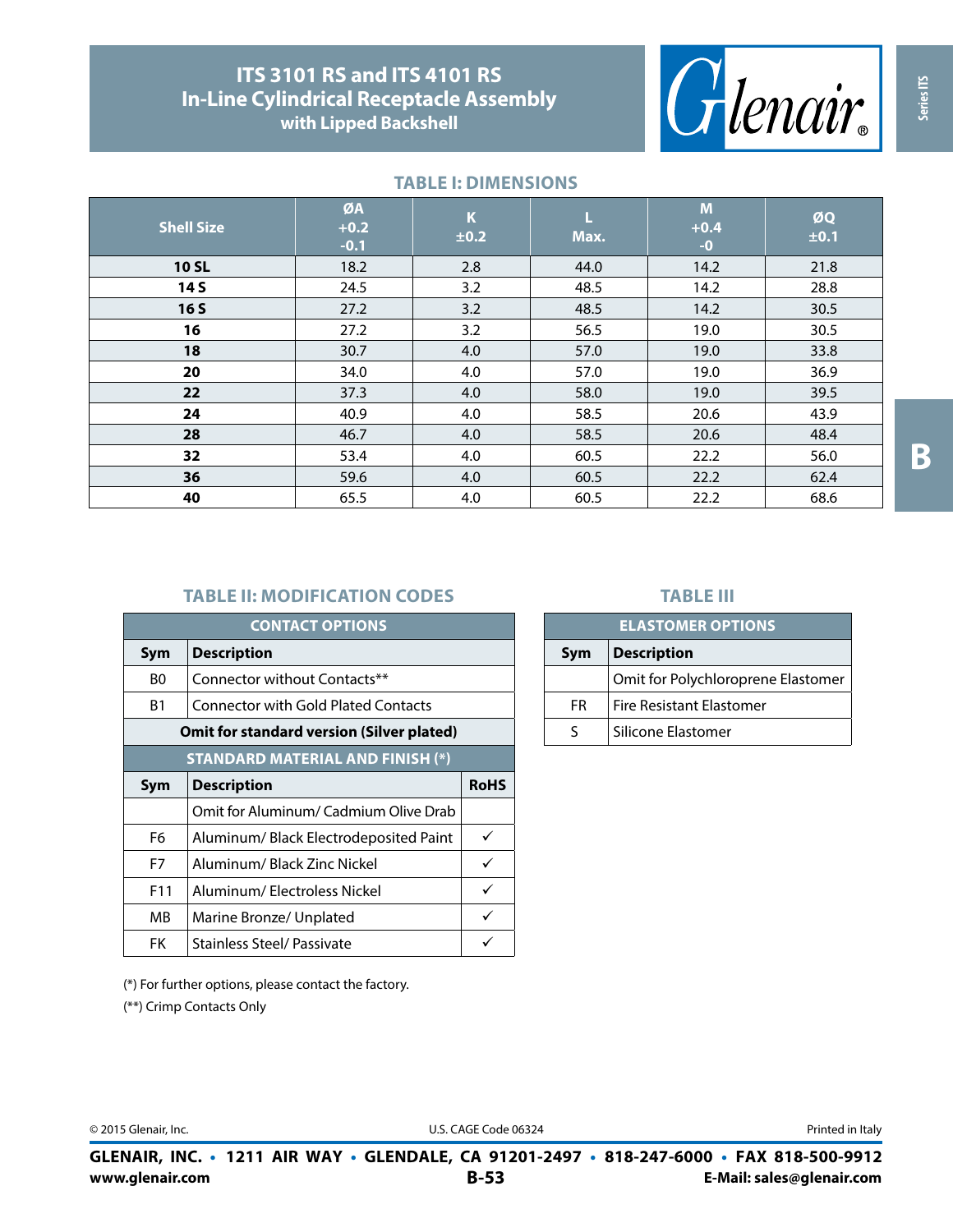# ITS 3101 RS and ITS 4101 RS In-Line Cylindrical Receptacle Assembly with Lipped Backshell

## TABLE I: DIMENSIONS

| Shell Size | ØA +0.2 -0.1 | K ±0.2 | L Max. | M +0.4 -0 | ØQ ±0.1 |
|---|---|---|---|---|---|
| **10 SL** | 18.2 | 2.8 | 44.0 | 14.2 | 21.8 |
| **14 S** | 24.5 | 3.2 | 48.5 | 14.2 | 28.8 |
| **16 S** | 27.2 | 3.2 | 48.5 | 14.2 | 30.5 |
| **16** | 27.2 | 3.2 | 56.5 | 19.0 | 30.5 |
| **18** | 30.7 | 4.0 | 57.0 | 19.0 | 33.8 |
| **20** | 34.0 | 4.0 | 57.0 | 19.0 | 36.9 |
| **22** | 37.3 | 4.0 | 58.0 | 19.0 | 39.5 |
| **24** | 40.9 | 4.0 | 58.5 | 20.6 | 43.9 |
| **28** | 46.7 | 4.0 | 58.5 | 20.6 | 48.4 |
| **32** | 53.4 | 4.0 | 60.5 | 22.2 | 56.0 |
| **36** | 59.6 | 4.0 | 60.5 | 22.2 | 62.4 |
| **40** | 65.5 | 4.0 | 60.5 | 22.2 | 68.6 |

## TABLE II: MODIFICATION CODES

**CONTACT OPTIONS**

| Sym | Description |
|---|---|
| B0 | Connector without Contacts** |
| B1 | Connector with Gold Plated Contacts |
| | **Omit for standard version (Silver plated)** |

**STANDARD MATERIAL AND FINISH (*)**

| Sym | Description | RoHS |
|---|---|---|
| | Omit for Aluminum/ Cadmium Olive Drab | |
| F6 | Aluminum/ Black Electrodeposited Paint | ✓ |
| F7 | Aluminum/ Black Zinc Nickel | ✓ |
| F11 | Aluminum/ Electroless Nickel | ✓ |
| MB | Marine Bronze/ Unplated | ✓ |
| FK | Stainless Steel/ Passivate | ✓ |

(*) For further options, please contact the factory.

(**) Crimp Contacts Only

## TABLE III

**ELASTOMER OPTIONS**

| Sym | Description |
|---|---|
| | Omit for Polychloroprene Elastomer |
| FR | Fire Resistant Elastomer |
| S | Silicone Elastomer |

© 2015 Glenair, Inc. U.S. CAGE Code 06324 Printed in Italy

**GLENAIR, INC. • 1211 AIR WAY • GLENDALE, CA 91201-2497 • 818-247-6000 • FAX 818-500-9912**

**www.glenair.com** **E-Mail: sales@glenair.com**